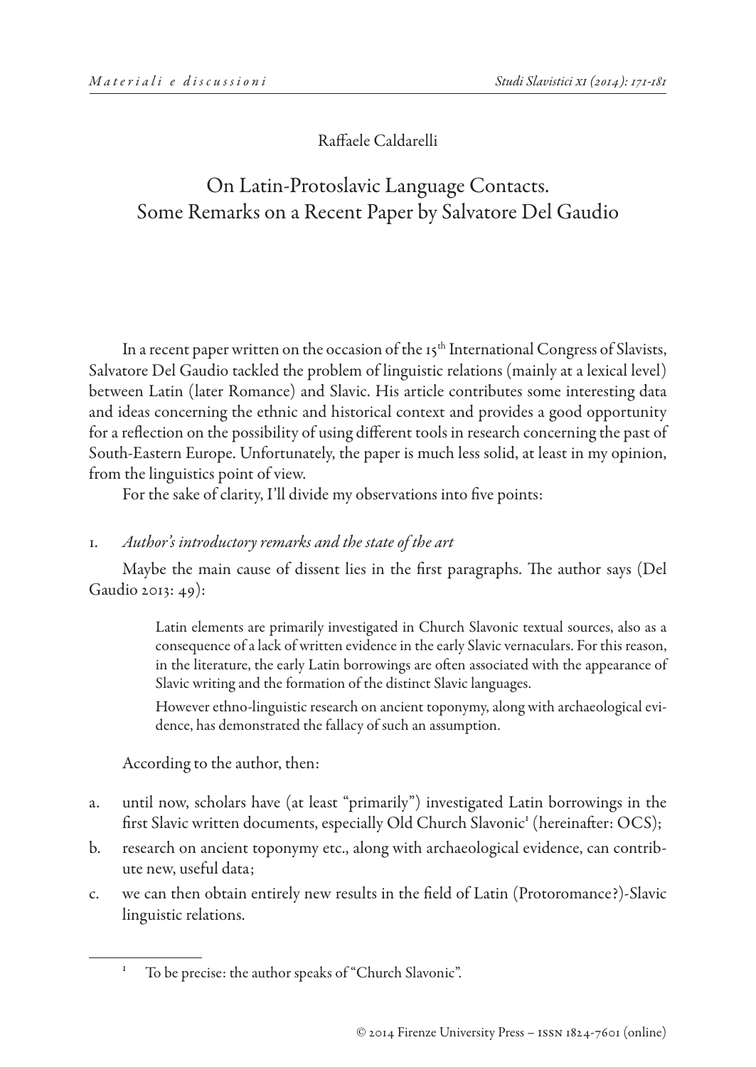Raffaele Caldarelli

# On Latin-Protoslavic Language Contacts. Some Remarks on a Recent Paper by Salvatore Del Gaudio

In a recent paper written on the occasion of the 15th International Congress of Slavists, Salvatore Del Gaudio tackled the problem of linguistic relations (mainly at a lexical level) between Latin (later Romance) and Slavic. His article contributes some interesting data and ideas concerning the ethnic and historical context and provides a good opportunity for a reflection on the possibility of using different tools in research concerning the past of South-Eastern Europe. Unfortunately, the paper is much less solid, at least in my opinion, from the linguistics point of view.

For the sake of clarity, I'll divide my observations into five points:

## 1. *Author's introductory remarks and the state of the art*

Maybe the main cause of dissent lies in the first paragraphs. The author says (Del Gaudio 2013: 49):

> Latin elements are primarily investigated in Church Slavonic textual sources, also as a consequence of a lack of written evidence in the early Slavic vernaculars. For this reason, in the literature, the early Latin borrowings are often associated with the appearance of Slavic writing and the formation of the distinct Slavic languages.
>
> However ethno-linguistic research on ancient toponymy, along with archaeological evidence, has demonstrated the fallacy of such an assumption.

According to the author, then:

a. until now, scholars have (at least "primarily") investigated Latin borrowings in the first Slavic written documents, especially Old Church Slavonic[1] (hereinafter: OCS);

b. research on ancient toponymy etc., along with archaeological evidence, can contribute new, useful data;

c. we can then obtain entirely new results in the field of Latin (Protoromance?)-Slavic linguistic relations.

[1] To be precise: the author speaks of "Church Slavonic".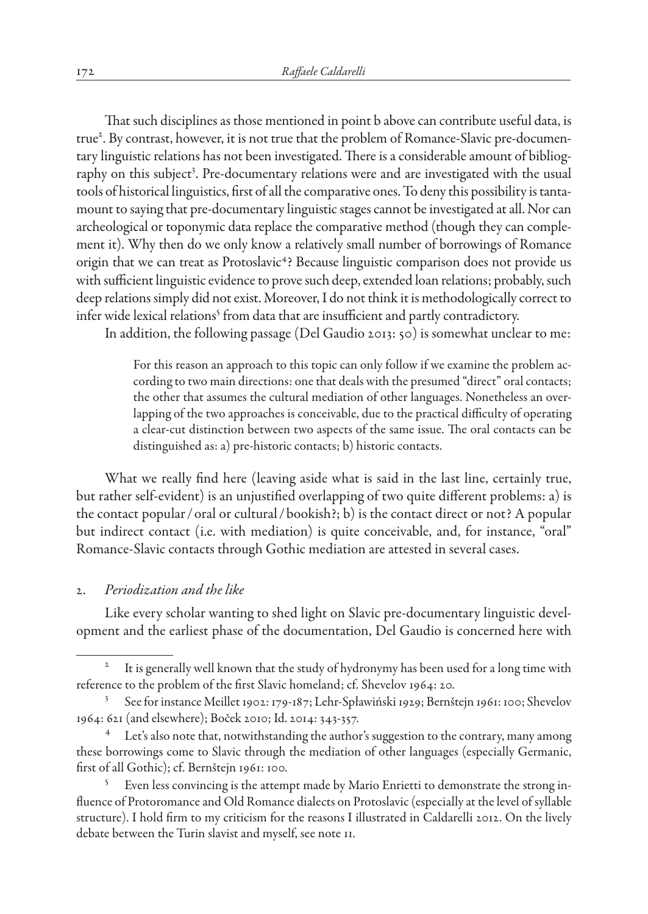That such disciplines as those mentioned in point b above can contribute useful data, is true[2]. By contrast, however, it is not true that the problem of Romance-Slavic pre-documentary linguistic relations has not been investigated. There is a considerable amount of bibliography on this subject[3]. Pre-documentary relations were and are investigated with the usual tools of historical linguistics, first of all the comparative ones. To deny this possibility is tantamount to saying that pre-documentary linguistic stages cannot be investigated at all. Nor can archeological or toponymic data replace the comparative method (though they can complement it). Why then do we only know a relatively small number of borrowings of Romance origin that we can treat as Protoslavic[4]? Because linguistic comparison does not provide us with sufficient linguistic evidence to prove such deep, extended loan relations; probably, such deep relations simply did not exist. Moreover, I do not think it is methodologically correct to infer wide lexical relations[5] from data that are insufficient and partly contradictory.

In addition, the following passage (Del Gaudio 2013: 50) is somewhat unclear to me:

> For this reason an approach to this topic can only follow if we examine the problem according to two main directions: one that deals with the presumed "direct" oral contacts; the other that assumes the cultural mediation of other languages. Nonetheless an overlapping of the two approaches is conceivable, due to the practical difficulty of operating a clear-cut distinction between two aspects of the same issue. The oral contacts can be distinguished as: a) pre-historic contacts; b) historic contacts.

What we really find here (leaving aside what is said in the last line, certainly true, but rather self-evident) is an unjustified overlapping of two quite different problems: a) is the contact popular / oral or cultural / bookish?; b) is the contact direct or not? A popular but indirect contact (i.e. with mediation) is quite conceivable, and, for instance, "oral" Romance-Slavic contacts through Gothic mediation are attested in several cases.

## 2. *Periodization and the like*

Like every scholar wanting to shed light on Slavic pre-documentary linguistic development and the earliest phase of the documentation, Del Gaudio is concerned here with

---

[2] It is generally well known that the study of hydronymy has been used for a long time with reference to the problem of the first Slavic homeland; cf. Shevelov 1964: 20.

[3] See for instance Meillet 1902: 179-187; Lehr-Spławiński 1929; Bernštejn 1961: 100; Shevelov 1964: 621 (and elsewhere); Boček 2010; Id. 2014: 343-357.

[4] Let's also note that, notwithstanding the author's suggestion to the contrary, many among these borrowings come to Slavic through the mediation of other languages (especially Germanic, first of all Gothic); cf. Bernštejn 1961: 100.

[5] Even less convincing is the attempt made by Mario Enrietti to demonstrate the strong influence of Protoromance and Old Romance dialects on Protoslavic (especially at the level of syllable structure). I hold firm to my criticism for the reasons I illustrated in Caldarelli 2012. On the lively debate between the Turin slavist and myself, see note 11.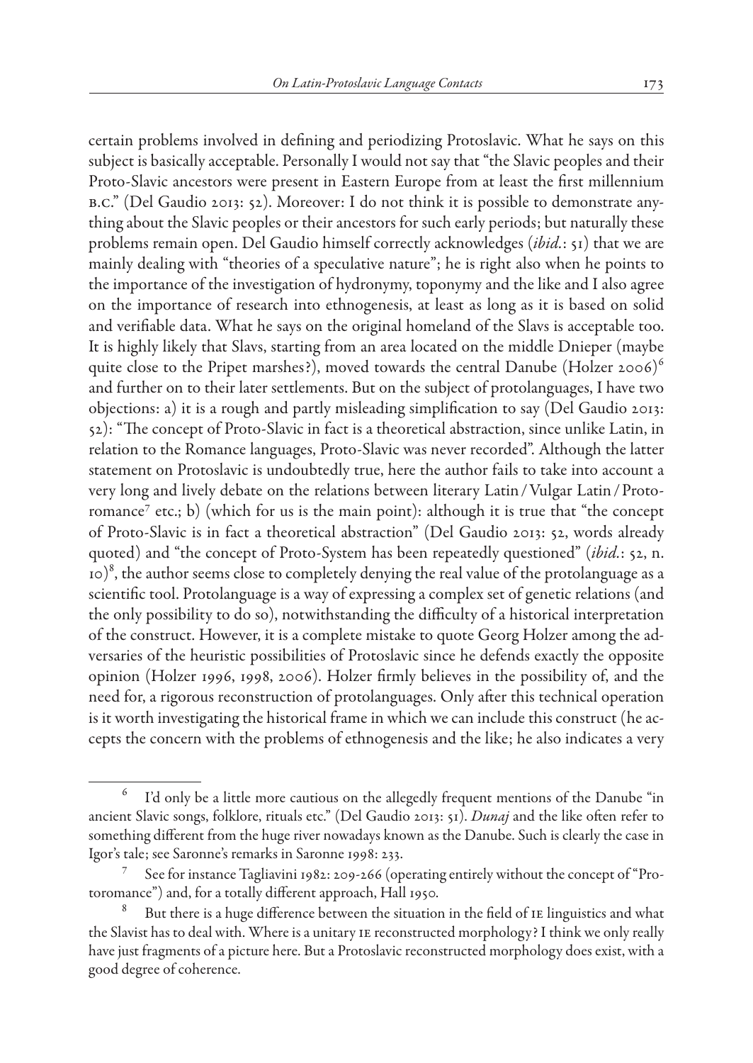certain problems involved in defining and periodizing Protoslavic. What he says on this subject is basically acceptable. Personally I would not say that "the Slavic peoples and their Proto-Slavic ancestors were present in Eastern Europe from at least the first millennium B.C." (Del Gaudio 2013: 52). Moreover: I do not think it is possible to demonstrate anything about the Slavic peoples or their ancestors for such early periods; but naturally these problems remain open. Del Gaudio himself correctly acknowledges (*ibid.*: 51) that we are mainly dealing with "theories of a speculative nature"; he is right also when he points to the importance of the investigation of hydronymy, toponymy and the like and I also agree on the importance of research into ethnogenesis, at least as long as it is based on solid and verifiable data. What he says on the original homeland of the Slavs is acceptable too. It is highly likely that Slavs, starting from an area located on the middle Dnieper (maybe quite close to the Pripet marshes?), moved towards the central Danube (Holzer 2006)[6] and further on to their later settlements. But on the subject of protolanguages, I have two objections: a) it is a rough and partly misleading simplification to say (Del Gaudio 2013: 52): "The concept of Proto-Slavic in fact is a theoretical abstraction, since unlike Latin, in relation to the Romance languages, Proto-Slavic was never recorded". Although the latter statement on Protoslavic is undoubtedly true, here the author fails to take into account a very long and lively debate on the relations between literary Latin / Vulgar Latin / Protoromance[7] etc.; b) (which for us is the main point): although it is true that "the concept of Proto-Slavic is in fact a theoretical abstraction" (Del Gaudio 2013: 52, words already quoted) and "the concept of Proto-System has been repeatedly questioned" (*ibid.*: 52, n. 10)[8], the author seems close to completely denying the real value of the protolanguage as a scientific tool. Protolanguage is a way of expressing a complex set of genetic relations (and the only possibility to do so), notwithstanding the difficulty of a historical interpretation of the construct. However, it is a complete mistake to quote Georg Holzer among the adversaries of the heuristic possibilities of Protoslavic since he defends exactly the opposite opinion (Holzer 1996, 1998, 2006). Holzer firmly believes in the possibility of, and the need for, a rigorous reconstruction of protolanguages. Only after this technical operation is it worth investigating the historical frame in which we can include this construct (he accepts the concern with the problems of ethnogenesis and the like; he also indicates a very

---

[6] I'd only be a little more cautious on the allegedly frequent mentions of the Danube "in ancient Slavic songs, folklore, rituals etc." (Del Gaudio 2013: 51). *Dunaj* and the like often refer to something different from the huge river nowadays known as the Danube. Such is clearly the case in Igor's tale; see Saronne's remarks in Saronne 1998: 233.

[7] See for instance Tagliavini 1982: 209-266 (operating entirely without the concept of "Protoromance") and, for a totally different approach, Hall 1950.

[8] But there is a huge difference between the situation in the field of IE linguistics and what the Slavist has to deal with. Where is a unitary IE reconstructed morphology? I think we only really have just fragments of a picture here. But a Protoslavic reconstructed morphology does exist, with a good degree of coherence.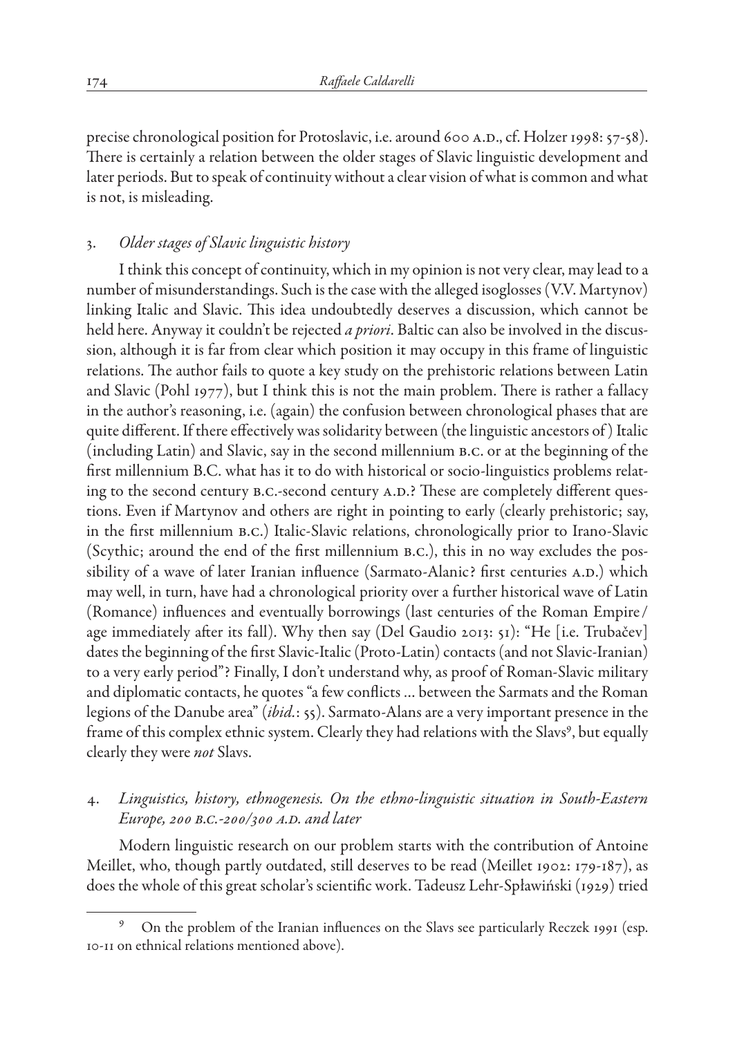precise chronological position for Protoslavic, i.e. around 600 A.D., cf. Holzer 1998: 57-58). There is certainly a relation between the older stages of Slavic linguistic development and later periods. But to speak of continuity without a clear vision of what is common and what is not, is misleading.

## 3. *Older stages of Slavic linguistic history*

I think this concept of continuity, which in my opinion is not very clear, may lead to a number of misunderstandings. Such is the case with the alleged isoglosses (V.V. Martynov) linking Italic and Slavic. This idea undoubtedly deserves a discussion, which cannot be held here. Anyway it couldn't be rejected *a priori*. Baltic can also be involved in the discussion, although it is far from clear which position it may occupy in this frame of linguistic relations. The author fails to quote a key study on the prehistoric relations between Latin and Slavic (Pohl 1977), but I think this is not the main problem. There is rather a fallacy in the author's reasoning, i.e. (again) the confusion between chronological phases that are quite different. If there effectively was solidarity between (the linguistic ancestors of) Italic (including Latin) and Slavic, say in the second millennium B.C. or at the beginning of the first millennium B.C. what has it to do with historical or socio-linguistics problems relating to the second century B.C.-second century A.D.? These are completely different questions. Even if Martynov and others are right in pointing to early (clearly prehistoric; say, in the first millennium B.C.) Italic-Slavic relations, chronologically prior to Irano-Slavic (Scythic; around the end of the first millennium B.C.), this in no way excludes the possibility of a wave of later Iranian influence (Sarmato-Alanic? first centuries A.D.) which may well, in turn, have had a chronological priority over a further historical wave of Latin (Romance) influences and eventually borrowings (last centuries of the Roman Empire/ age immediately after its fall). Why then say (Del Gaudio 2013: 51): "He [i.e. Trubačev] dates the beginning of the first Slavic-Italic (Proto-Latin) contacts (and not Slavic-Iranian) to a very early period"? Finally, I don't understand why, as proof of Roman-Slavic military and diplomatic contacts, he quotes "a few conflicts ... between the Sarmats and the Roman legions of the Danube area" (*ibid.*: 55). Sarmato-Alans are a very important presence in the frame of this complex ethnic system. Clearly they had relations with the Slavs[9], but equally clearly they were *not* Slavs.

## 4. *Linguistics, history, ethnogenesis. On the ethno-linguistic situation in South-Eastern Europe, 200 B.C.-200/300 A.D. and later*

Modern linguistic research on our problem starts with the contribution of Antoine Meillet, who, though partly outdated, still deserves to be read (Meillet 1902: 179-187), as does the whole of this great scholar's scientific work. Tadeusz Lehr-Spławiński (1929) tried

[9] On the problem of the Iranian influences on the Slavs see particularly Reczek 1991 (esp. 10-11 on ethnical relations mentioned above).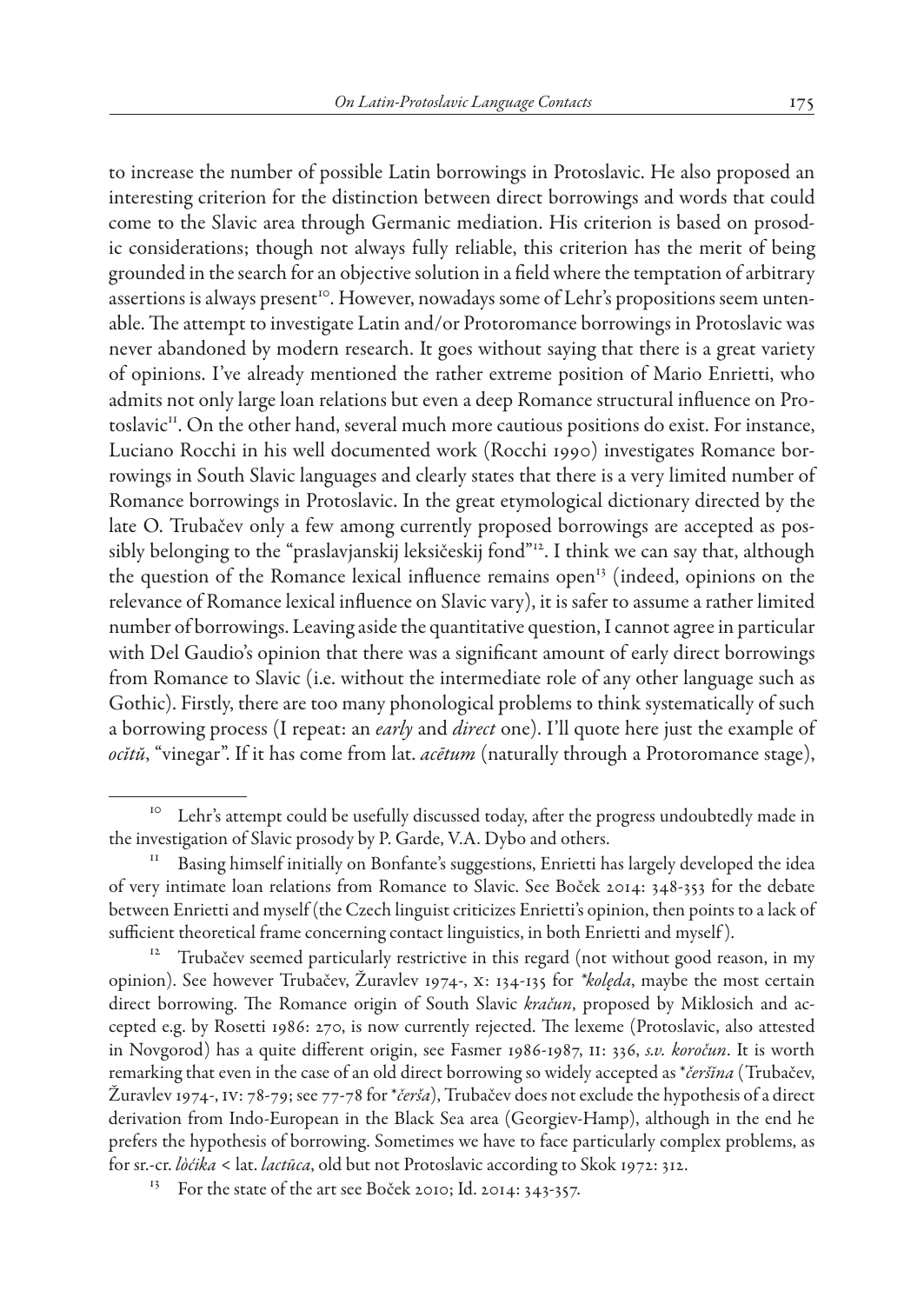to increase the number of possible Latin borrowings in Protoslavic. He also proposed an interesting criterion for the distinction between direct borrowings and words that could come to the Slavic area through Germanic mediation. His criterion is based on prosodic considerations; though not always fully reliable, this criterion has the merit of being grounded in the search for an objective solution in a field where the temptation of arbitrary assertions is always present[10]. However, nowadays some of Lehr's propositions seem untenable. The attempt to investigate Latin and/or Protoromance borrowings in Protoslavic was never abandoned by modern research. It goes without saying that there is a great variety of opinions. I've already mentioned the rather extreme position of Mario Enrietti, who admits not only large loan relations but even a deep Romance structural influence on Protoslavic[11]. On the other hand, several much more cautious positions do exist. For instance, Luciano Rocchi in his well documented work (Rocchi 1990) investigates Romance borrowings in South Slavic languages and clearly states that there is a very limited number of Romance borrowings in Protoslavic. In the great etymological dictionary directed by the late O. Trubačev only a few among currently proposed borrowings are accepted as possibly belonging to the "praslavjanskij leksičeskij fond"[12]. I think we can say that, although the question of the Romance lexical influence remains open[13] (indeed, opinions on the relevance of Romance lexical influence on Slavic vary), it is safer to assume a rather limited number of borrowings. Leaving aside the quantitative question, I cannot agree in particular with Del Gaudio's opinion that there was a significant amount of early direct borrowings from Romance to Slavic (i.e. without the intermediate role of any other language such as Gothic). Firstly, there are too many phonological problems to think systematically of such a borrowing process (I repeat: an *early* and *direct* one). I'll quote here just the example of *ocĭtŭ*, "vinegar". If it has come from lat. *acētum* (naturally through a Protoromance stage),

---

[10] Lehr's attempt could be usefully discussed today, after the progress undoubtedly made in the investigation of Slavic prosody by P. Garde, V.A. Dybo and others.

[11] Basing himself initially on Bonfante's suggestions, Enrietti has largely developed the idea of very intimate loan relations from Romance to Slavic. See Boček 2014: 348-353 for the debate between Enrietti and myself (the Czech linguist criticizes Enrietti's opinion, then points to a lack of sufficient theoretical frame concerning contact linguistics, in both Enrietti and myself).

[12] Trubačev seemed particularly restrictive in this regard (not without good reason, in my opinion). See however Trubačev, Žuravlev 1974-, x: 134-135 for *\*kolęda*, maybe the most certain direct borrowing. The Romance origin of South Slavic *kračun*, proposed by Miklosich and accepted e.g. by Rosetti 1986: 270, is now currently rejected. The lexeme (Protoslavic, also attested in Novgorod) has a quite different origin, see Fasmer 1986-1987, II: 336, *s.v. koročun*. It is worth remarking that even in the case of an old direct borrowing so widely accepted as *\*čeršĭna* (Trubačev, Žuravlev 1974-, IV: 78-79; see 77-78 for *\*čerša*), Trubačev does not exclude the hypothesis of a direct derivation from Indo-European in the Black Sea area (Georgiev-Hamp), although in the end he prefers the hypothesis of borrowing. Sometimes we have to face particularly complex problems, as for sr.-cr. *lòćika* < lat. *lactūca*, old but not Protoslavic according to Skok 1972: 312.

[13] For the state of the art see Boček 2010; Id. 2014: 343-357.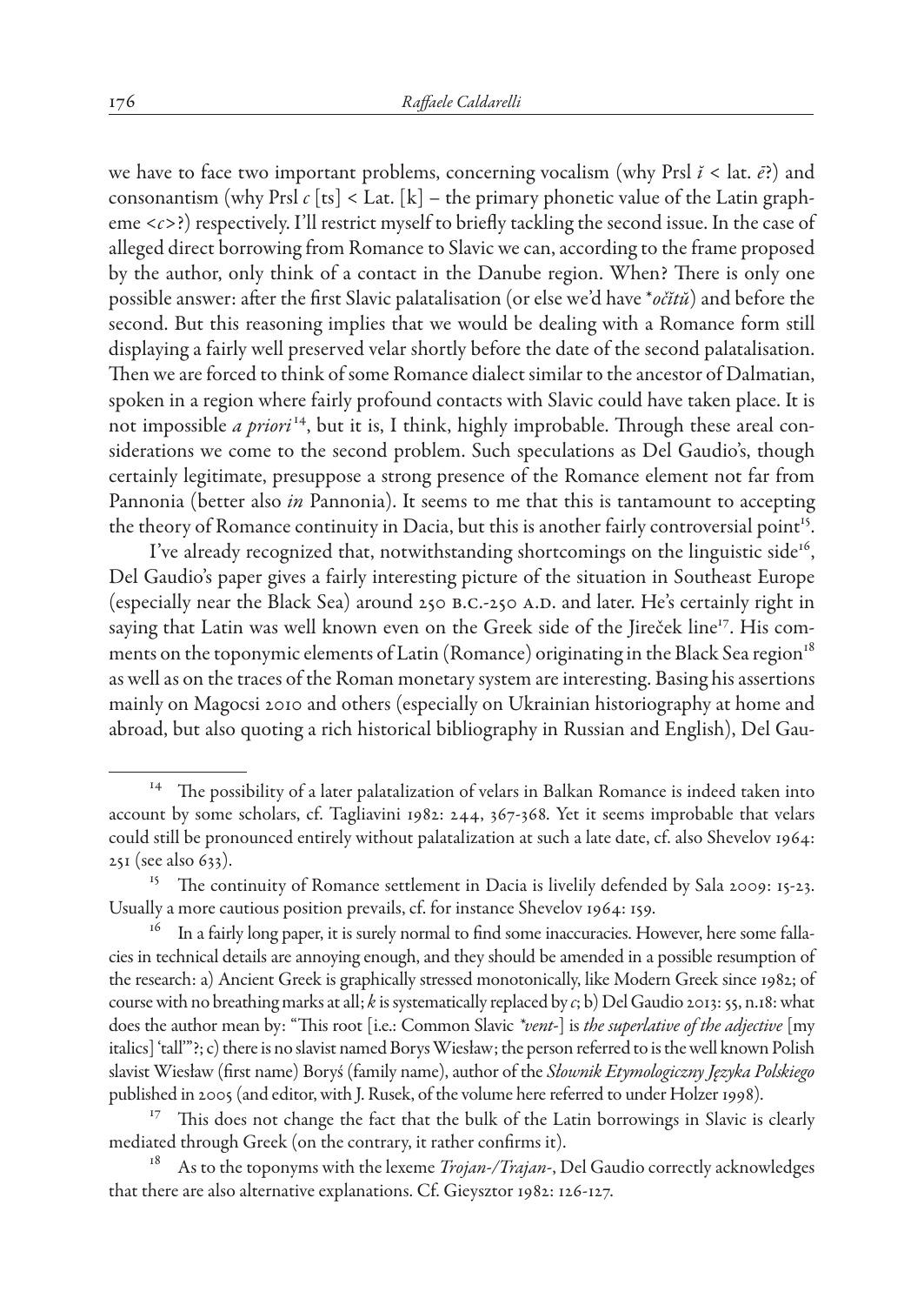we have to face two important problems, concerning vocalism (why Prsl *ĭ* < lat. *ē*?) and consonantism (why Prsl *c* [ts] < Lat. [k] – the primary phonetic value of the Latin grapheme <*c*>?) respectively. I'll restrict myself to briefly tackling the second issue. In the case of alleged direct borrowing from Romance to Slavic we can, according to the frame proposed by the author, only think of a contact in the Danube region. When? There is only one possible answer: after the first Slavic palatalisation (or else we'd have **očĭtŭ*) and before the second. But this reasoning implies that we would be dealing with a Romance form still displaying a fairly well preserved velar shortly before the date of the second palatalisation. Then we are forced to think of some Romance dialect similar to the ancestor of Dalmatian, spoken in a region where fairly profound contacts with Slavic could have taken place. It is not impossible *a priori*[14], but it is, I think, highly improbable. Through these areal considerations we come to the second problem. Such speculations as Del Gaudio's, though certainly legitimate, presuppose a strong presence of the Romance element not far from Pannonia (better also *in* Pannonia). It seems to me that this is tantamount to accepting the theory of Romance continuity in Dacia, but this is another fairly controversial point[15].

I've already recognized that, notwithstanding shortcomings on the linguistic side[16], Del Gaudio's paper gives a fairly interesting picture of the situation in Southeast Europe (especially near the Black Sea) around 250 B.C.-250 A.D. and later. He's certainly right in saying that Latin was well known even on the Greek side of the Jireček line[17]. His comments on the toponymic elements of Latin (Romance) originating in the Black Sea region[18] as well as on the traces of the Roman monetary system are interesting. Basing his assertions mainly on Magocsi 2010 and others (especially on Ukrainian historiography at home and abroad, but also quoting a rich historical bibliography in Russian and English), Del Gau-

---

[14] The possibility of a later palatalization of velars in Balkan Romance is indeed taken into account by some scholars, cf. Tagliavini 1982: 244, 367-368. Yet it seems improbable that velars could still be pronounced entirely without palatalization at such a late date, cf. also Shevelov 1964: 251 (see also 633).

[15] The continuity of Romance settlement in Dacia is livelily defended by Sala 2009: 15-23. Usually a more cautious position prevails, cf. for instance Shevelov 1964: 159.

[16] In a fairly long paper, it is surely normal to find some inaccuracies. However, here some fallacies in technical details are annoying enough, and they should be amended in a possible resumption of the research: a) Ancient Greek is graphically stressed monotonically, like Modern Greek since 1982; of course with no breathing marks at all; *k* is systematically replaced by *c*; b) Del Gaudio 2013: 55, n.18: what does the author mean by: "This root [i.e.: Common Slavic *\*vent-*] is *the superlative of the adjective* [my italics] 'tall'"?; c) there is no slavist named Borys Wiesław; the person referred to is the well known Polish slavist Wiesław (first name) Boryś (family name), author of the *Słownik Etymologiczny Języka Polskiego* published in 2005 (and editor, with J. Rusek, of the volume here referred to under Holzer 1998).

[17] This does not change the fact that the bulk of the Latin borrowings in Slavic is clearly mediated through Greek (on the contrary, it rather confirms it).

[18] As to the toponyms with the lexeme *Trojan-/Trajan-*, Del Gaudio correctly acknowledges that there are also alternative explanations. Cf. Gieysztor 1982: 126-127.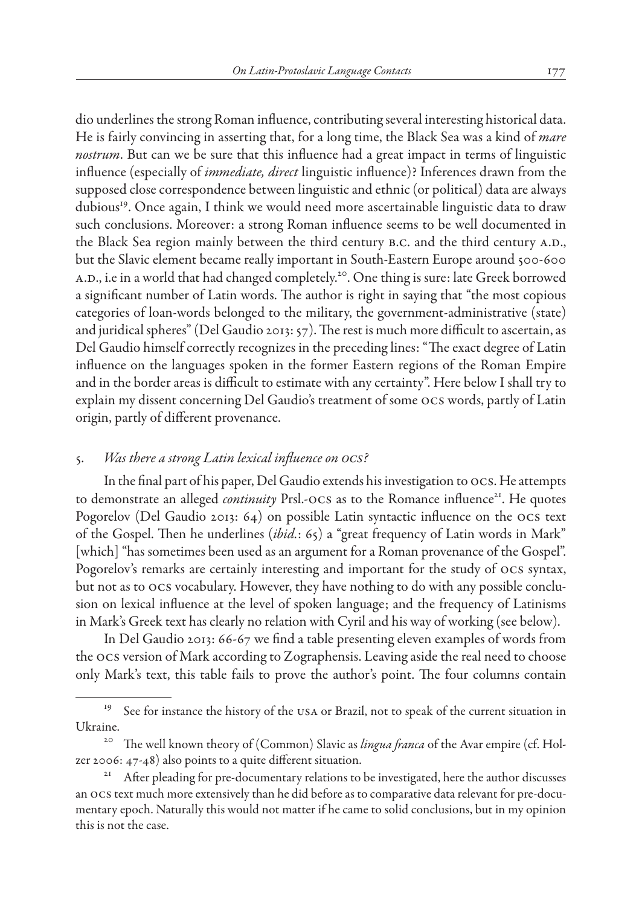dio underlines the strong Roman influence, contributing several interesting historical data. He is fairly convincing in asserting that, for a long time, the Black Sea was a kind of *mare nostrum*. But can we be sure that this influence had a great impact in terms of linguistic influence (especially of *immediate, direct* linguistic influence)? Inferences drawn from the supposed close correspondence between linguistic and ethnic (or political) data are always dubious[19]. Once again, I think we would need more ascertainable linguistic data to draw such conclusions. Moreover: a strong Roman influence seems to be well documented in the Black Sea region mainly between the third century B.C. and the third century A.D., but the Slavic element became really important in South-Eastern Europe around 500-600 A.D., i.e in a world that had changed completely.[20]. One thing is sure: late Greek borrowed a significant number of Latin words. The author is right in saying that "the most copious categories of loan-words belonged to the military, the government-administrative (state) and juridical spheres" (Del Gaudio 2013: 57). The rest is much more difficult to ascertain, as Del Gaudio himself correctly recognizes in the preceding lines: "The exact degree of Latin influence on the languages spoken in the former Eastern regions of the Roman Empire and in the border areas is difficult to estimate with any certainty". Here below I shall try to explain my dissent concerning Del Gaudio's treatment of some OCS words, partly of Latin origin, partly of different provenance.

## 5. *Was there a strong Latin lexical influence on OCS?*

In the final part of his paper, Del Gaudio extends his investigation to OCS. He attempts to demonstrate an alleged *continuity* Prsl.-OCS as to the Romance influence[21]. He quotes Pogorelov (Del Gaudio 2013: 64) on possible Latin syntactic influence on the OCS text of the Gospel. Then he underlines (*ibid.*: 65) a "great frequency of Latin words in Mark" [which] "has sometimes been used as an argument for a Roman provenance of the Gospel". Pogorelov's remarks are certainly interesting and important for the study of OCS syntax, but not as to OCS vocabulary. However, they have nothing to do with any possible conclusion on lexical influence at the level of spoken language; and the frequency of Latinisms in Mark's Greek text has clearly no relation with Cyril and his way of working (see below).

In Del Gaudio 2013: 66-67 we find a table presenting eleven examples of words from the OCS version of Mark according to Zographensis. Leaving aside the real need to choose only Mark's text, this table fails to prove the author's point. The four columns contain

---

[19] See for instance the history of the USA or Brazil, not to speak of the current situation in Ukraine.

[20] The well known theory of (Common) Slavic as *lingua franca* of the Avar empire (cf. Holzer 2006: 47-48) also points to a quite different situation.

[21] After pleading for pre-documentary relations to be investigated, here the author discusses an OCS text much more extensively than he did before as to comparative data relevant for pre-documentary epoch. Naturally this would not matter if he came to solid conclusions, but in my opinion this is not the case.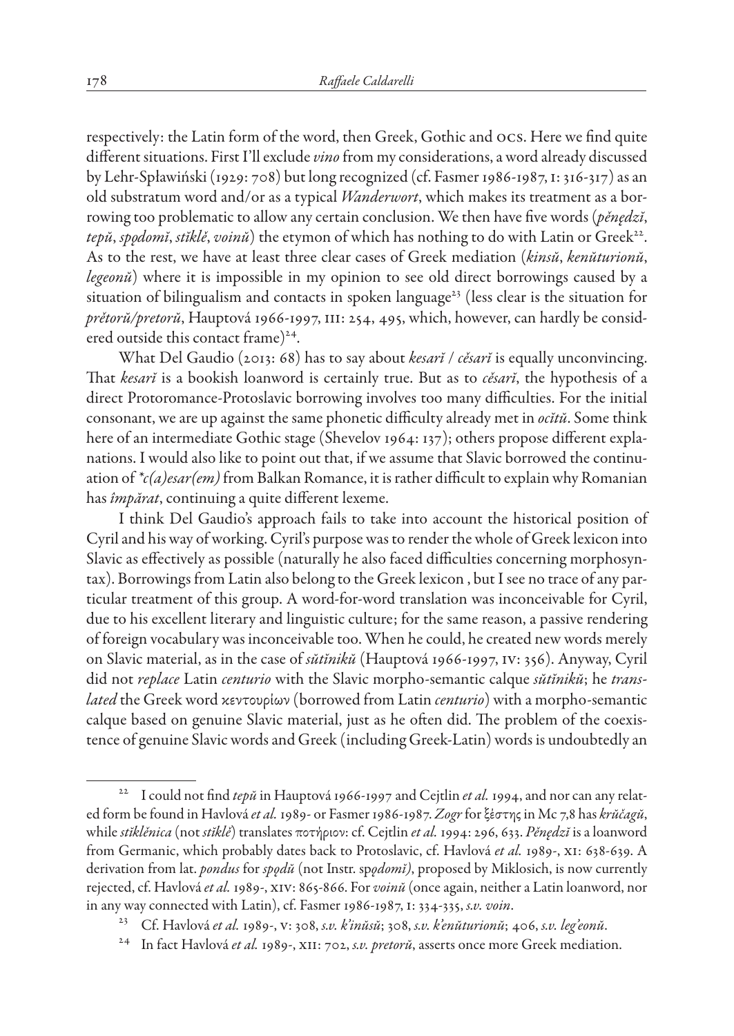respectively: the Latin form of the word, then Greek, Gothic and OCS. Here we find quite different situations. First I'll exclude *vino* from my considerations, a word already discussed by Lehr-Spławiński (1929: 708) but long recognized (cf. Fasmer 1986-1987, I: 316-317) as an old substratum word and/or as a typical *Wanderwort*, which makes its treatment as a borrowing too problematic to allow any certain conclusion. We then have five words (*pěnędzĭ*, *tepŭ*, *spǫdomĭ*, *stĭklě*, *voinŭ*) the etymon of which has nothing to do with Latin or Greek[22]. As to the rest, we have at least three clear cases of Greek mediation (*kinsŭ*, *kenŭturionŭ*, *legeonŭ*) where it is impossible in my opinion to see old direct borrowings caused by a situation of bilingualism and contacts in spoken language[23] (less clear is the situation for *prětorŭ/pretorŭ*, Hauptová 1966-1997, III: 254, 495, which, however, can hardly be considered outside this contact frame)[24].

What Del Gaudio (2013: 68) has to say about *kesarĭ* / *cěsarĭ* is equally unconvincing. That *kesarĭ* is a bookish loanword is certainly true. But as to *cěsarĭ*, the hypothesis of a direct Protoromance-Protoslavic borrowing involves too many difficulties. For the initial consonant, we are up against the same phonetic difficulty already met in *ocĭtŭ*. Some think here of an intermediate Gothic stage (Shevelov 1964: 137); others propose different explanations. I would also like to point out that, if we assume that Slavic borrowed the continuation of *\*c(a)esar(em)* from Balkan Romance, it is rather difficult to explain why Romanian has *împărat*, continuing a quite different lexeme.

I think Del Gaudio's approach fails to take into account the historical position of Cyril and his way of working. Cyril's purpose was to render the whole of Greek lexicon into Slavic as effectively as possible (naturally he also faced difficulties concerning morphosyntax). Borrowings from Latin also belong to the Greek lexicon , but I see no trace of any particular treatment of this group. A word-for-word translation was inconceivable for Cyril, due to his excellent literary and linguistic culture; for the same reason, a passive rendering of foreign vocabulary was inconceivable too. When he could, he created new words merely on Slavic material, as in the case of *sŭtĭnikŭ* (Hauptová 1966-1997, IV: 356). Anyway, Cyril did not *replace* Latin *centurio* with the Slavic morpho-semantic calque *sŭtĭnikŭ*; he *translated* the Greek word κεντουρίων (borrowed from Latin *centurio*) with a morpho-semantic calque based on genuine Slavic material, just as he often did. The problem of the coexistence of genuine Slavic words and Greek (including Greek-Latin) words is undoubtedly an

---

[22] I could not find *tepŭ* in Hauptová 1966-1997 and Cejtlin *et al.* 1994, and nor can any related form be found in Havlová *et al.* 1989- or Fasmer 1986-1987. *Zogr* for ξέστης in Mc 7,8 has *krŭčagŭ*, while *stĭklěnica* (not *stĭklě*) translates ποτήριον: cf. Cejtlin *et al.* 1994: 296, 633. *Pěnędzĭ* is a loanword from Germanic, which probably dates back to Protoslavic, cf. Havlová *et al.* 1989-, XI: 638-639. A derivation from lat. *pondus* for *spǫdŭ* (not Instr. *spǫdomĭ)*, proposed by Miklosich, is now currently rejected, cf. Havlová *et al.* 1989-, XIV: 865-866. For *voinŭ* (once again, neither a Latin loanword, nor in any way connected with Latin), cf. Fasmer 1986-1987, I: 334-335, *s.v. voin*.

[23] Cf. Havlová *et al.* 1989-, V: 308, *s.v. k'inŭsŭ*; 308, *s.v. k'enŭturionŭ*; 406, *s.v. leg'eonŭ*.

[24] In fact Havlová *et al.* 1989-, XII: 702, *s.v. pretorŭ*, asserts once more Greek mediation.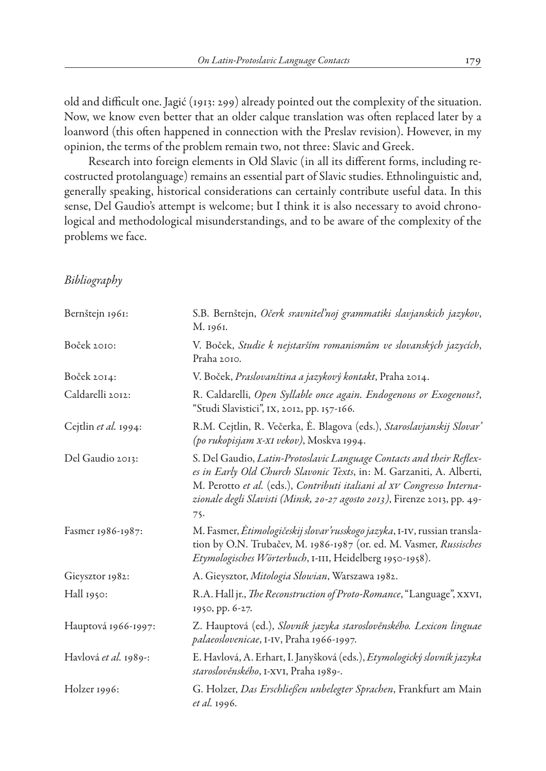old and difficult one. Jagić (1913: 299) already pointed out the complexity of the situation. Now, we know even better that an older calque translation was often replaced later by a loanword (this often happened in connection with the Preslav revision). However, in my opinion, the terms of the problem remain two, not three: Slavic and Greek.

Research into foreign elements in Old Slavic (in all its different forms, including recostructed protolanguage) remains an essential part of Slavic studies. Ethnolinguistic and, generally speaking, historical considerations can certainly contribute useful data. In this sense, Del Gaudio's attempt is welcome; but I think it is also necessary to avoid chronological and methodological misunderstandings, and to be aware of the complexity of the problems we face.

## *Bibliography*

| | |
|---|---|
| Bernštejn 1961: | S.B. Bernštejn, *Očerk sravnitel'noj grammatiki slavjanskich jazykov*, M. 1961. |
| Boček 2010: | V. Boček, *Studie k nejstarším romanismům ve slovanských jazycích*, Praha 2010. |
| Boček 2014: | V. Boček, *Praslovanština a jazykový kontakt*, Praha 2014. |
| Caldarelli 2012: | R. Caldarelli, *Open Syllable once again. Endogenous or Exogenous?*, "Studi Slavistici", IX, 2012, pp. 157-166. |
| Cejtlin *et al.* 1994: | R.M. Cejtlin, R. Večerka, Ė. Blagova (eds.), *Staroslavjanskij Slovar' (po rukopisjam X-XI vekov)*, Moskva 1994. |
| Del Gaudio 2013: | S. Del Gaudio, *Latin-Protoslavic Language Contacts and their Reflexes in Early Old Church Slavonic Texts*, in: M. Garzaniti, A. Alberti, M. Perotto *et al.* (eds.), *Contributi italiani al XV Congresso Internazionale degli Slavisti (Minsk, 20-27 agosto 2013)*, Firenze 2013, pp. 49-75. |
| Fasmer 1986-1987: | M. Fasmer, *Ėtimologičeskij slovar' russkogo jazyka*, I-IV, russian translation by O.N. Trubačev, M. 1986-1987 (or. ed. M. Vasmer, *Russisches Etymologisches Wörterbuch*, I-III, Heidelberg 1950-1958). |
| Gieysztor 1982: | A. Gieysztor, *Mitologia Słowian*, Warszawa 1982. |
| Hall 1950: | R.A. Hall jr., *The Reconstruction of Proto-Romance*, "Language", XXVI, 1950, pp. 6-27. |
| Hauptová 1966-1997: | Z. Hauptová (ed.), *Slovník jazyka staroslověnského. Lexicon linguae palaeoslovenicae*, I-IV, Praha 1966-1997. |
| Havlová *et al.* 1989-: | E. Havlová, A. Erhart, I. Janyšková (eds.), *Etymologický slovník jazyka staroslověnského*, I-XVI, Praha 1989-. |
| Holzer 1996: | G. Holzer, *Das Erschließen unbelegter Sprachen*, Frankfurt am Main *et al.* 1996. |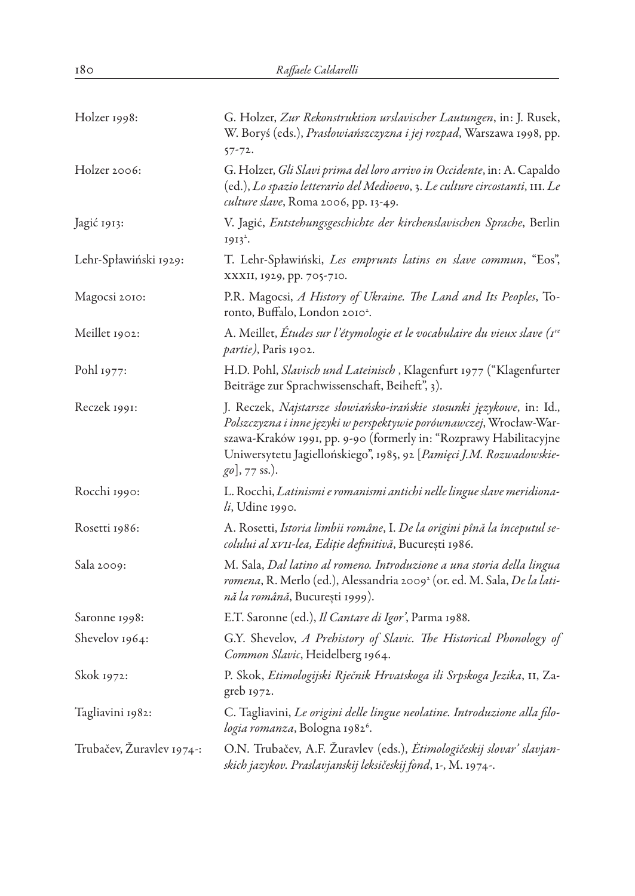Holzer 1998: G. Holzer, *Zur Rekonstruktion urslavischer Lautungen*, in: J. Rusek, W. Boryś (eds.), *Prasłowiańszczyzna i jej rozpad*, Warszawa 1998, pp. 57-72.

Holzer 2006: G. Holzer, *Gli Slavi prima del loro arrivo in Occidente*, in: A. Capaldo (ed.), *Lo spazio letterario del Medioevo*, 3. *Le culture circostanti*, III. *Le culture slave*, Roma 2006, pp. 13-49.

Jagić 1913: V. Jagić, *Entstehungsgeschichte der kirchenslavischen Sprache*, Berlin 1913[2].

Lehr-Spławiński 1929: T. Lehr-Spławiński, *Les emprunts latins en slave commun*, "Eos", XXXII, 1929, pp. 705-710.

Magocsi 2010: P.R. Magocsi, *A History of Ukraine. The Land and Its Peoples*, Toronto, Buffalo, London 2010[2].

Meillet 1902: A. Meillet, *Études sur l'étymologie et le vocabulaire du vieux slave (1re partie)*, Paris 1902.

Pohl 1977: H.D. Pohl, *Slavisch und Lateinisch* , Klagenfurt 1977 ("Klagenfurter Beiträge zur Sprachwissenschaft, Beiheft", 3).

Reczek 1991: J. Reczek, *Najstarsze słowiańsko-irańskie stosunki językowe*, in: Id., *Polszczyzna i inne języki w perspektywie porównawczej*, Wrocław-Warszawa-Kraków 1991, pp. 9-90 (formerly in: "Rozprawy Habilitacyjne Uniwersytetu Jagiellońskiego", 1985, 92 [*Pamięci J.M. Rozwadowskiego*], 77 ss.).

Rocchi 1990: L. Rocchi, *Latinismi e romanismi antichi nelle lingue slave meridionali*, Udine 1990.

Rosetti 1986: A. Rosetti, *Istoria limbii române*, I. *De la origini pînă la începutul secolului al XVII-lea, Ediție definitivă*, București 1986.

Sala 2009: M. Sala, *Dal latino al romeno. Introduzione a una storia della lingua romena*, R. Merlo (ed.), Alessandria 2009[2] (or. ed. M. Sala, *De la latină la română*, București 1999).

Saronne 1998: E.T. Saronne (ed.), *Il Cantare di Igor'*, Parma 1988.

Shevelov 1964: G.Y. Shevelov, *A Prehistory of Slavic. The Historical Phonology of Common Slavic*, Heidelberg 1964.

Skok 1972: P. Skok, *Etimologijski Rječnik Hrvatskoga ili Srpskoga Jezika*, II, Zagreb 1972.

Tagliavini 1982: C. Tagliavini, *Le origini delle lingue neolatine. Introduzione alla filologia romanza*, Bologna 1982[6].

Trubačev, Žuravlev 1974-: O.N. Trubačev, A.F. Žuravlev (eds.), *Ėtimologičeskij slovar' slavjanskich jazykov. Praslavjanskij leksičeskij fond*, I-, M. 1974-.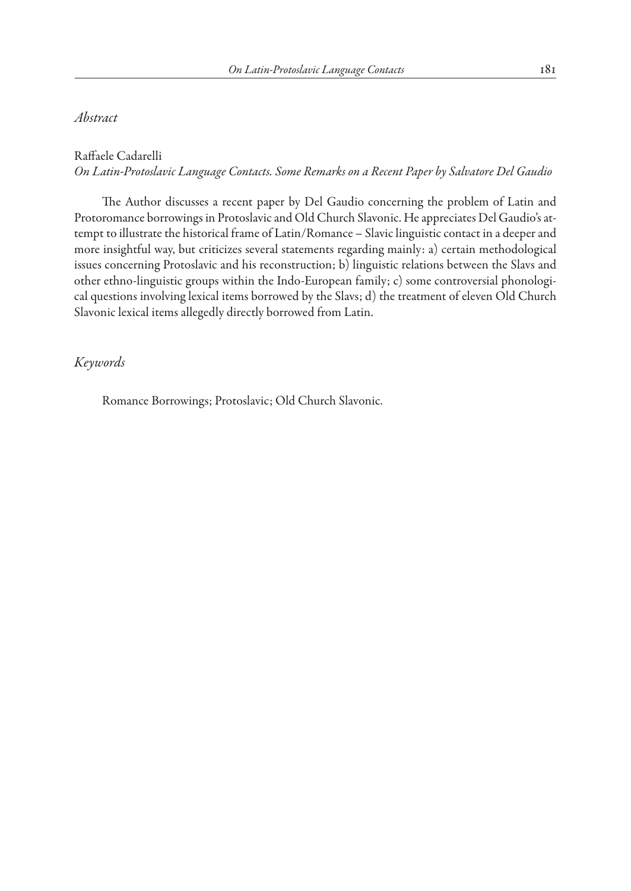*Abstract*

Raffaele Cadarelli
*On Latin-Protoslavic Language Contacts. Some Remarks on a Recent Paper by Salvatore Del Gaudio*

The Author discusses a recent paper by Del Gaudio concerning the problem of Latin and Protoromance borrowings in Protoslavic and Old Church Slavonic. He appreciates Del Gaudio's attempt to illustrate the historical frame of Latin/Romance – Slavic linguistic contact in a deeper and more insightful way, but criticizes several statements regarding mainly: a) certain methodological issues concerning Protoslavic and his reconstruction; b) linguistic relations between the Slavs and other ethno-linguistic groups within the Indo-European family; c) some controversial phonological questions involving lexical items borrowed by the Slavs; d) the treatment of eleven Old Church Slavonic lexical items allegedly directly borrowed from Latin.

*Keywords*

Romance Borrowings; Protoslavic; Old Church Slavonic.